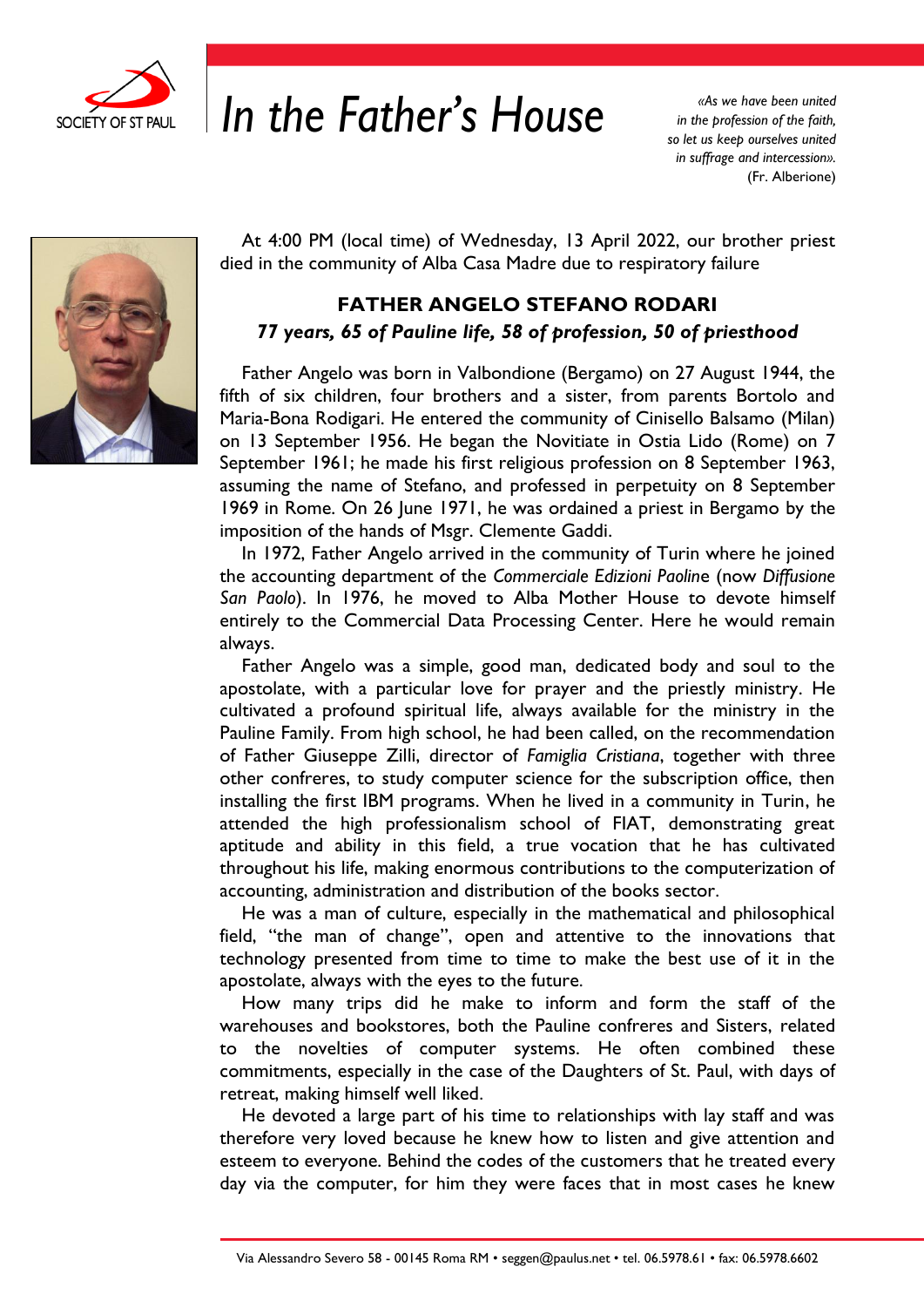SOCIETY OF ST PAUL

# *In the Father's House*

*«As we have been united in the profession of the faith, so let us keep ourselves united in suffrage and intercession».* (Fr. Alberione)

At 4:00 PM (local time) of Wednesday, 13 April 2022, our brother priest died in the community of Alba Casa Madre due to respiratory failure

## FATHER ANGELO STEFANO RODARI

***77 years, 65 of Pauline life, 58 of profession, 50 of priesthood***

Father Angelo was born in Valbondione (Bergamo) on 27 August 1944, the fifth of six children, four brothers and a sister, from parents Bortolo and Maria-Bona Rodigari. He entered the community of Cinisello Balsamo (Milan) on 13 September 1956. He began the Novitiate in Ostia Lido (Rome) on 7 September 1961; he made his first religious profession on 8 September 1963, assuming the name of Stefano, and professed in perpetuity on 8 September 1969 in Rome. On 26 June 1971, he was ordained a priest in Bergamo by the imposition of the hands of Msgr. Clemente Gaddi.

In 1972, Father Angelo arrived in the community of Turin where he joined the accounting department of the *Commerciale Edizioni Paoline* (now *Diffusione San Paolo*). In 1976, he moved to Alba Mother House to devote himself entirely to the Commercial Data Processing Center. Here he would remain always.

Father Angelo was a simple, good man, dedicated body and soul to the apostolate, with a particular love for prayer and the priestly ministry. He cultivated a profound spiritual life, always available for the ministry in the Pauline Family. From high school, he had been called, on the recommendation of Father Giuseppe Zilli, director of *Famiglia Cristiana*, together with three other confreres, to study computer science for the subscription office, then installing the first IBM programs. When he lived in a community in Turin, he attended the high professionalism school of FIAT, demonstrating great aptitude and ability in this field, a true vocation that he has cultivated throughout his life, making enormous contributions to the computerization of accounting, administration and distribution of the books sector.

He was a man of culture, especially in the mathematical and philosophical field, "the man of change", open and attentive to the innovations that technology presented from time to time to make the best use of it in the apostolate, always with the eyes to the future.

How many trips did he make to inform and form the staff of the warehouses and bookstores, both the Pauline confreres and Sisters, related to the novelties of computer systems. He often combined these commitments, especially in the case of the Daughters of St. Paul, with days of retreat, making himself well liked.

He devoted a large part of his time to relationships with lay staff and was therefore very loved because he knew how to listen and give attention and esteem to everyone. Behind the codes of the customers that he treated every day via the computer, for him they were faces that in most cases he knew

Via Alessandro Severo 58 - 00145 Roma RM • seggen@paulus.net • tel. 06.5978.61 • fax: 06.5978.6602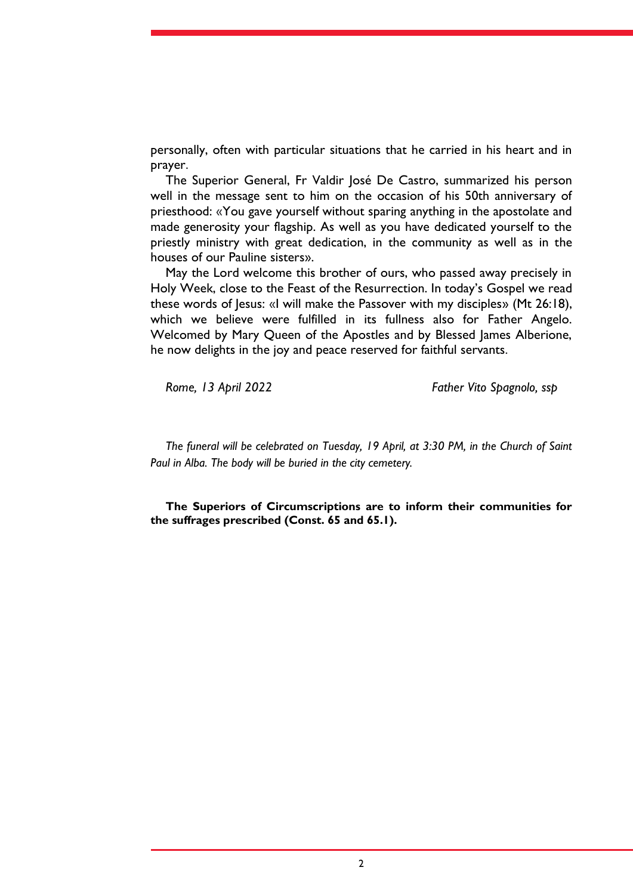personally, often with particular situations that he carried in his heart and in prayer.

The Superior General, Fr Valdir José De Castro, summarized his person well in the message sent to him on the occasion of his 50th anniversary of priesthood: «You gave yourself without sparing anything in the apostolate and made generosity your flagship. As well as you have dedicated yourself to the priestly ministry with great dedication, in the community as well as in the houses of our Pauline sisters».

May the Lord welcome this brother of ours, who passed away precisely in Holy Week, close to the Feast of the Resurrection. In today's Gospel we read these words of Jesus: «I will make the Passover with my disciples» (Mt 26:18), which we believe were fulfilled in its fullness also for Father Angelo. Welcomed by Mary Queen of the Apostles and by Blessed James Alberione, he now delights in the joy and peace reserved for faithful servants.

*Rome, 13 April 2022* *Father Vito Spagnolo, ssp*

*The funeral will be celebrated on Tuesday, 19 April, at 3:30 PM, in the Church of Saint Paul in Alba. The body will be buried in the city cemetery.*

**The Superiors of Circumscriptions are to inform their communities for the suffrages prescribed (Const. 65 and 65.1).**